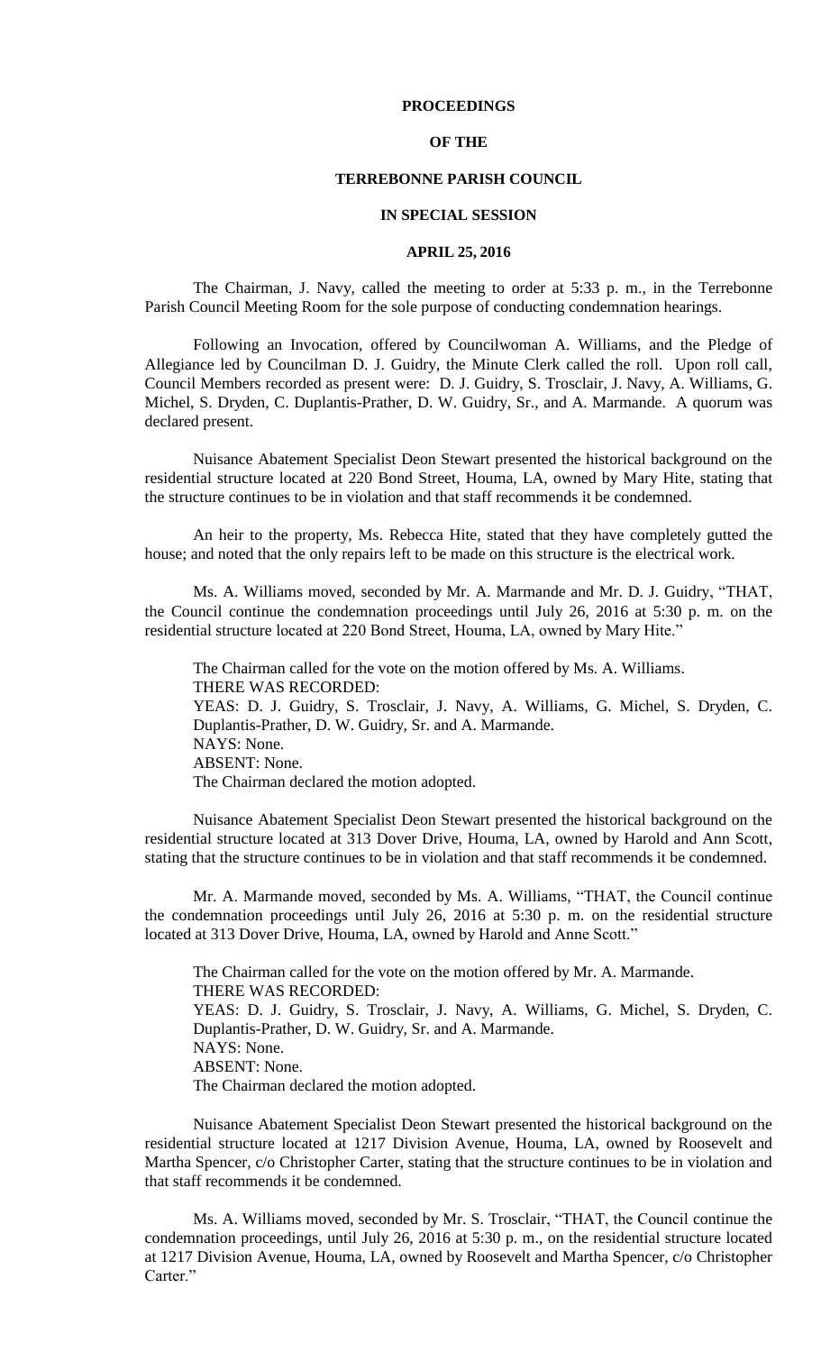# PROCEEDINGS

# OF THE

# TERREBONNE PARISH COUNCIL

# IN SPECIAL SESSION

# APRIL 25, 2016

The Chairman, J. Navy, called the meeting to order at 5:33 p. m., in the Terrebonne Parish Council Meeting Room for the sole purpose of conducting condemnation hearings.

Following an Invocation, offered by Councilwoman A. Williams, and the Pledge of Allegiance led by Councilman D. J. Guidry, the Minute Clerk called the roll. Upon roll call, Council Members recorded as present were: D. J. Guidry, S. Trosclair, J. Navy, A. Williams, G. Michel, S. Dryden, C. Duplantis-Prather, D. W. Guidry, Sr., and A. Marmande. A quorum was declared present.

Nuisance Abatement Specialist Deon Stewart presented the historical background on the residential structure located at 220 Bond Street, Houma, LA, owned by Mary Hite, stating that the structure continues to be in violation and that staff recommends it be condemned.

An heir to the property, Ms. Rebecca Hite, stated that they have completely gutted the house; and noted that the only repairs left to be made on this structure is the electrical work.

Ms. A. Williams moved, seconded by Mr. A. Marmande and Mr. D. J. Guidry, "THAT, the Council continue the condemnation proceedings until July 26, 2016 at 5:30 p. m. on the residential structure located at 220 Bond Street, Houma, LA, owned by Mary Hite."

The Chairman called for the vote on the motion offered by Ms. A. Williams.
THERE WAS RECORDED:
YEAS: D. J. Guidry, S. Trosclair, J. Navy, A. Williams, G. Michel, S. Dryden, C. Duplantis-Prather, D. W. Guidry, Sr. and A. Marmande.
NAYS: None.
ABSENT: None.
The Chairman declared the motion adopted.

Nuisance Abatement Specialist Deon Stewart presented the historical background on the residential structure located at 313 Dover Drive, Houma, LA, owned by Harold and Ann Scott, stating that the structure continues to be in violation and that staff recommends it be condemned.

Mr. A. Marmande moved, seconded by Ms. A. Williams, "THAT, the Council continue the condemnation proceedings until July 26, 2016 at 5:30 p. m. on the residential structure located at 313 Dover Drive, Houma, LA, owned by Harold and Anne Scott."

The Chairman called for the vote on the motion offered by Mr. A. Marmande.
THERE WAS RECORDED:
YEAS: D. J. Guidry, S. Trosclair, J. Navy, A. Williams, G. Michel, S. Dryden, C. Duplantis-Prather, D. W. Guidry, Sr. and A. Marmande.
NAYS: None.
ABSENT: None.
The Chairman declared the motion adopted.

Nuisance Abatement Specialist Deon Stewart presented the historical background on the residential structure located at 1217 Division Avenue, Houma, LA, owned by Roosevelt and Martha Spencer, c/o Christopher Carter, stating that the structure continues to be in violation and that staff recommends it be condemned.

Ms. A. Williams moved, seconded by Mr. S. Trosclair, "THAT, the Council continue the condemnation proceedings, until July 26, 2016 at 5:30 p. m., on the residential structure located at 1217 Division Avenue, Houma, LA, owned by Roosevelt and Martha Spencer, c/o Christopher Carter."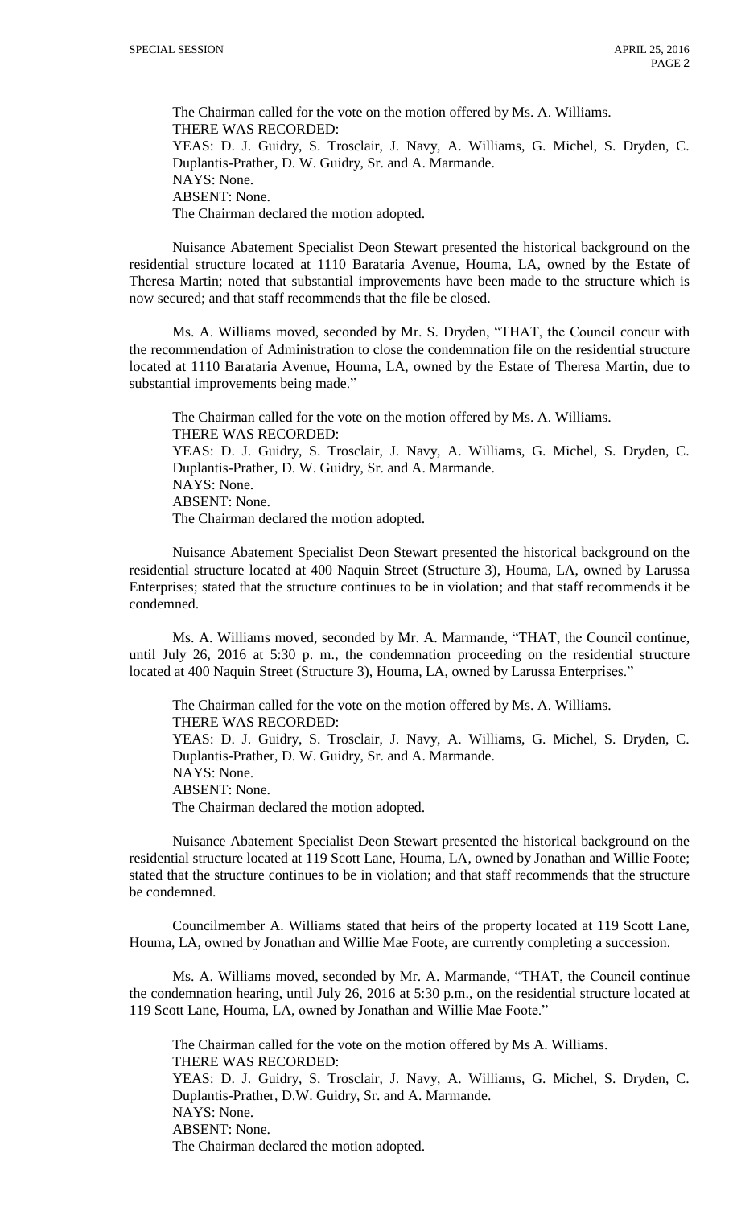The Chairman called for the vote on the motion offered by Ms. A. Williams.
THERE WAS RECORDED:
YEAS: D. J. Guidry, S. Trosclair, J. Navy, A. Williams, G. Michel, S. Dryden, C. Duplantis-Prather, D. W. Guidry, Sr. and A. Marmande.
NAYS: None.
ABSENT: None.
The Chairman declared the motion adopted.

Nuisance Abatement Specialist Deon Stewart presented the historical background on the residential structure located at 1110 Barataria Avenue, Houma, LA, owned by the Estate of Theresa Martin; noted that substantial improvements have been made to the structure which is now secured; and that staff recommends that the file be closed.

Ms. A. Williams moved, seconded by Mr. S. Dryden, "THAT, the Council concur with the recommendation of Administration to close the condemnation file on the residential structure located at 1110 Barataria Avenue, Houma, LA, owned by the Estate of Theresa Martin, due to substantial improvements being made."

The Chairman called for the vote on the motion offered by Ms. A. Williams.
THERE WAS RECORDED:
YEAS: D. J. Guidry, S. Trosclair, J. Navy, A. Williams, G. Michel, S. Dryden, C. Duplantis-Prather, D. W. Guidry, Sr. and A. Marmande.
NAYS: None.
ABSENT: None.
The Chairman declared the motion adopted.

Nuisance Abatement Specialist Deon Stewart presented the historical background on the residential structure located at 400 Naquin Street (Structure 3), Houma, LA, owned by Larussa Enterprises; stated that the structure continues to be in violation; and that staff recommends it be condemned.

Ms. A. Williams moved, seconded by Mr. A. Marmande, "THAT, the Council continue, until July 26, 2016 at 5:30 p. m., the condemnation proceeding on the residential structure located at 400 Naquin Street (Structure 3), Houma, LA, owned by Larussa Enterprises."

The Chairman called for the vote on the motion offered by Ms. A. Williams.
THERE WAS RECORDED:
YEAS: D. J. Guidry, S. Trosclair, J. Navy, A. Williams, G. Michel, S. Dryden, C. Duplantis-Prather, D. W. Guidry, Sr. and A. Marmande.
NAYS: None.
ABSENT: None.
The Chairman declared the motion adopted.

Nuisance Abatement Specialist Deon Stewart presented the historical background on the residential structure located at 119 Scott Lane, Houma, LA, owned by Jonathan and Willie Foote; stated that the structure continues to be in violation; and that staff recommends that the structure be condemned.

Councilmember A. Williams stated that heirs of the property located at 119 Scott Lane, Houma, LA, owned by Jonathan and Willie Mae Foote, are currently completing a succession.

Ms. A. Williams moved, seconded by Mr. A. Marmande, "THAT, the Council continue the condemnation hearing, until July 26, 2016 at 5:30 p.m., on the residential structure located at 119 Scott Lane, Houma, LA, owned by Jonathan and Willie Mae Foote."

The Chairman called for the vote on the motion offered by Ms A. Williams.
THERE WAS RECORDED:
YEAS: D. J. Guidry, S. Trosclair, J. Navy, A. Williams, G. Michel, S. Dryden, C. Duplantis-Prather, D.W. Guidry, Sr. and A. Marmande.
NAYS: None.
ABSENT: None.
The Chairman declared the motion adopted.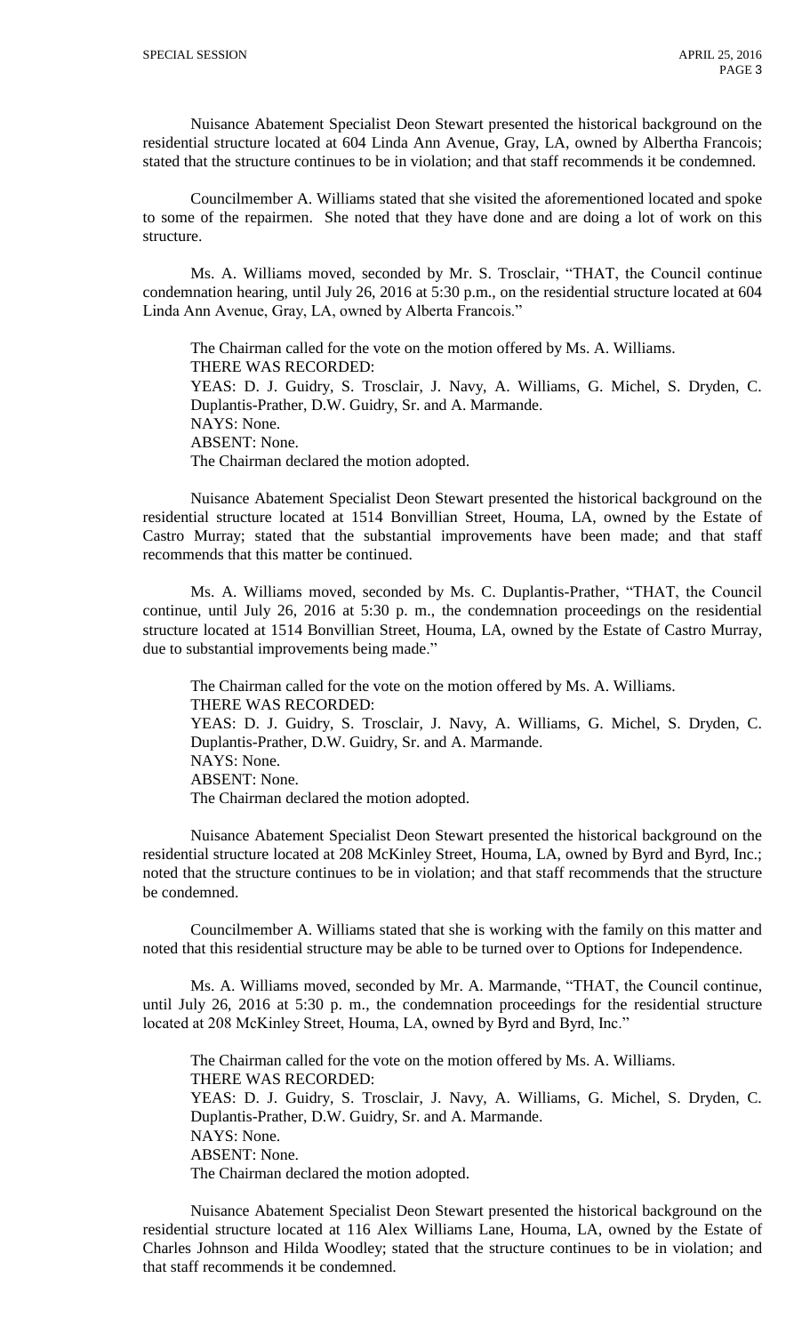Nuisance Abatement Specialist Deon Stewart presented the historical background on the residential structure located at 604 Linda Ann Avenue, Gray, LA, owned by Albertha Francois; stated that the structure continues to be in violation; and that staff recommends it be condemned.

Councilmember A. Williams stated that she visited the aforementioned located and spoke to some of the repairmen. She noted that they have done and are doing a lot of work on this structure.

Ms. A. Williams moved, seconded by Mr. S. Trosclair, "THAT, the Council continue condemnation hearing, until July 26, 2016 at 5:30 p.m., on the residential structure located at 604 Linda Ann Avenue, Gray, LA, owned by Alberta Francois."

The Chairman called for the vote on the motion offered by Ms. A. Williams.
THERE WAS RECORDED:
YEAS: D. J. Guidry, S. Trosclair, J. Navy, A. Williams, G. Michel, S. Dryden, C. Duplantis-Prather, D.W. Guidry, Sr. and A. Marmande.
NAYS: None.
ABSENT: None.
The Chairman declared the motion adopted.

Nuisance Abatement Specialist Deon Stewart presented the historical background on the residential structure located at 1514 Bonvillian Street, Houma, LA, owned by the Estate of Castro Murray; stated that the substantial improvements have been made; and that staff recommends that this matter be continued.

Ms. A. Williams moved, seconded by Ms. C. Duplantis-Prather, "THAT, the Council continue, until July 26, 2016 at 5:30 p. m., the condemnation proceedings on the residential structure located at 1514 Bonvillian Street, Houma, LA, owned by the Estate of Castro Murray, due to substantial improvements being made."

The Chairman called for the vote on the motion offered by Ms. A. Williams.
THERE WAS RECORDED:
YEAS: D. J. Guidry, S. Trosclair, J. Navy, A. Williams, G. Michel, S. Dryden, C. Duplantis-Prather, D.W. Guidry, Sr. and A. Marmande.
NAYS: None.
ABSENT: None.
The Chairman declared the motion adopted.

Nuisance Abatement Specialist Deon Stewart presented the historical background on the residential structure located at 208 McKinley Street, Houma, LA, owned by Byrd and Byrd, Inc.; noted that the structure continues to be in violation; and that staff recommends that the structure be condemned.

Councilmember A. Williams stated that she is working with the family on this matter and noted that this residential structure may be able to be turned over to Options for Independence.

Ms. A. Williams moved, seconded by Mr. A. Marmande, "THAT, the Council continue, until July 26, 2016 at 5:30 p. m., the condemnation proceedings for the residential structure located at 208 McKinley Street, Houma, LA, owned by Byrd and Byrd, Inc."

The Chairman called for the vote on the motion offered by Ms. A. Williams.
THERE WAS RECORDED:
YEAS: D. J. Guidry, S. Trosclair, J. Navy, A. Williams, G. Michel, S. Dryden, C. Duplantis-Prather, D.W. Guidry, Sr. and A. Marmande.
NAYS: None.
ABSENT: None.
The Chairman declared the motion adopted.

Nuisance Abatement Specialist Deon Stewart presented the historical background on the residential structure located at 116 Alex Williams Lane, Houma, LA, owned by the Estate of Charles Johnson and Hilda Woodley; stated that the structure continues to be in violation; and that staff recommends it be condemned.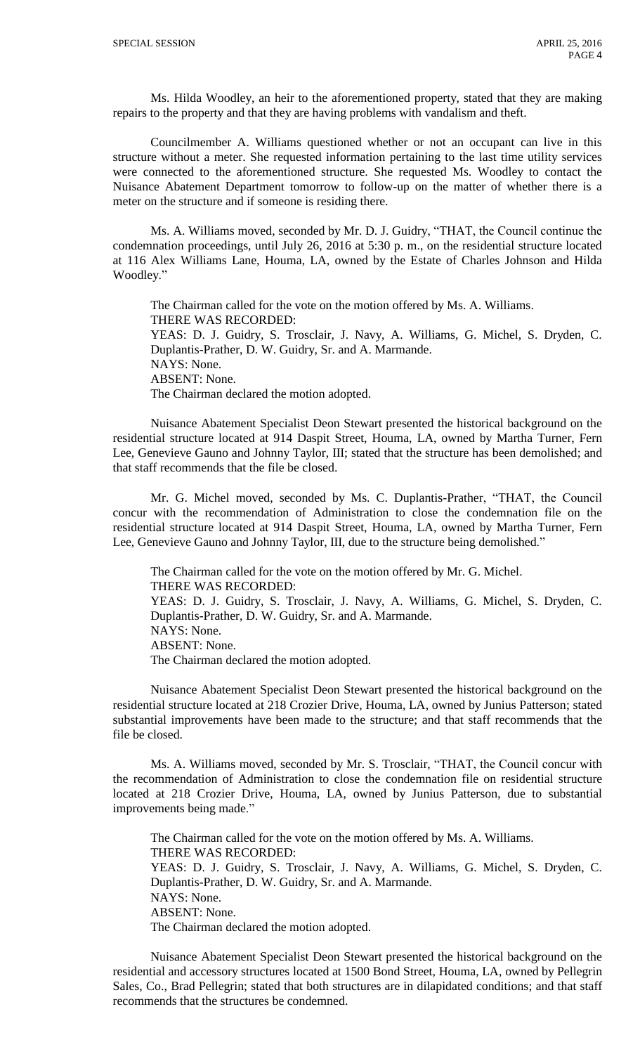Ms. Hilda Woodley, an heir to the aforementioned property, stated that they are making repairs to the property and that they are having problems with vandalism and theft.

Councilmember A. Williams questioned whether or not an occupant can live in this structure without a meter. She requested information pertaining to the last time utility services were connected to the aforementioned structure. She requested Ms. Woodley to contact the Nuisance Abatement Department tomorrow to follow-up on the matter of whether there is a meter on the structure and if someone is residing there.

Ms. A. Williams moved, seconded by Mr. D. J. Guidry, "THAT, the Council continue the condemnation proceedings, until July 26, 2016 at 5:30 p. m., on the residential structure located at 116 Alex Williams Lane, Houma, LA, owned by the Estate of Charles Johnson and Hilda Woodley."

The Chairman called for the vote on the motion offered by Ms. A. Williams.
THERE WAS RECORDED:
YEAS: D. J. Guidry, S. Trosclair, J. Navy, A. Williams, G. Michel, S. Dryden, C. Duplantis-Prather, D. W. Guidry, Sr. and A. Marmande.
NAYS: None.
ABSENT: None.
The Chairman declared the motion adopted.

Nuisance Abatement Specialist Deon Stewart presented the historical background on the residential structure located at 914 Daspit Street, Houma, LA, owned by Martha Turner, Fern Lee, Genevieve Gauno and Johnny Taylor, III; stated that the structure has been demolished; and that staff recommends that the file be closed.

Mr. G. Michel moved, seconded by Ms. C. Duplantis-Prather, "THAT, the Council concur with the recommendation of Administration to close the condemnation file on the residential structure located at 914 Daspit Street, Houma, LA, owned by Martha Turner, Fern Lee, Genevieve Gauno and Johnny Taylor, III, due to the structure being demolished."

The Chairman called for the vote on the motion offered by Mr. G. Michel.
THERE WAS RECORDED:
YEAS: D. J. Guidry, S. Trosclair, J. Navy, A. Williams, G. Michel, S. Dryden, C. Duplantis-Prather, D. W. Guidry, Sr. and A. Marmande.
NAYS: None.
ABSENT: None.
The Chairman declared the motion adopted.

Nuisance Abatement Specialist Deon Stewart presented the historical background on the residential structure located at 218 Crozier Drive, Houma, LA, owned by Junius Patterson; stated substantial improvements have been made to the structure; and that staff recommends that the file be closed.

Ms. A. Williams moved, seconded by Mr. S. Trosclair, "THAT, the Council concur with the recommendation of Administration to close the condemnation file on residential structure located at 218 Crozier Drive, Houma, LA, owned by Junius Patterson, due to substantial improvements being made."

The Chairman called for the vote on the motion offered by Ms. A. Williams.
THERE WAS RECORDED:
YEAS: D. J. Guidry, S. Trosclair, J. Navy, A. Williams, G. Michel, S. Dryden, C. Duplantis-Prather, D. W. Guidry, Sr. and A. Marmande.
NAYS: None.
ABSENT: None.
The Chairman declared the motion adopted.

Nuisance Abatement Specialist Deon Stewart presented the historical background on the residential and accessory structures located at 1500 Bond Street, Houma, LA, owned by Pellegrin Sales, Co., Brad Pellegrin; stated that both structures are in dilapidated conditions; and that staff recommends that the structures be condemned.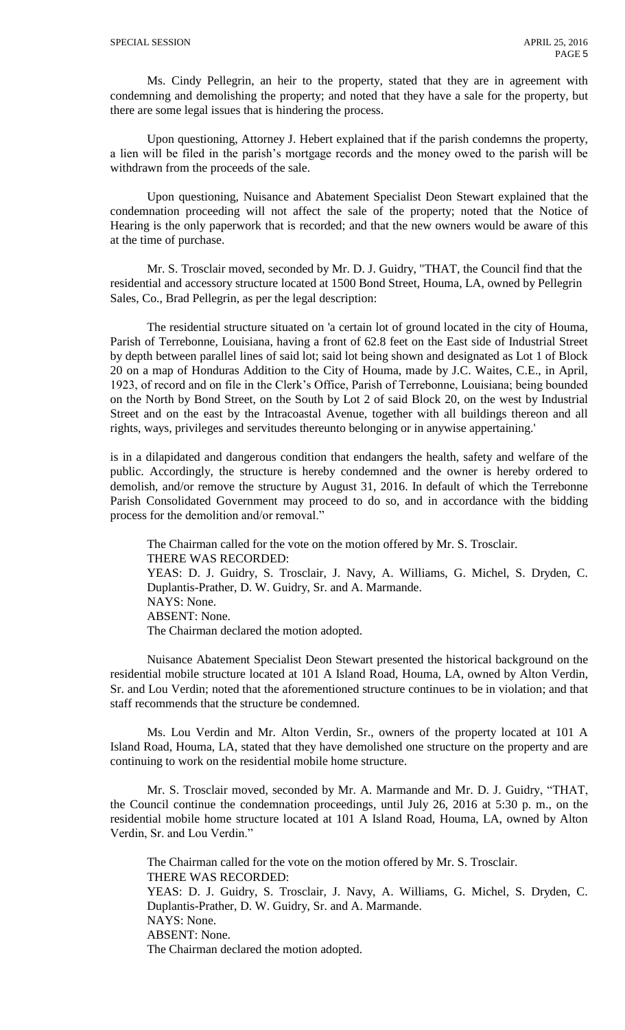Ms. Cindy Pellegrin, an heir to the property, stated that they are in agreement with condemning and demolishing the property; and noted that they have a sale for the property, but there are some legal issues that is hindering the process.

Upon questioning, Attorney J. Hebert explained that if the parish condemns the property, a lien will be filed in the parish's mortgage records and the money owed to the parish will be withdrawn from the proceeds of the sale.

Upon questioning, Nuisance and Abatement Specialist Deon Stewart explained that the condemnation proceeding will not affect the sale of the property; noted that the Notice of Hearing is the only paperwork that is recorded; and that the new owners would be aware of this at the time of purchase.

Mr. S. Trosclair moved, seconded by Mr. D. J. Guidry, "THAT, the Council find that the residential and accessory structure located at 1500 Bond Street, Houma, LA, owned by Pellegrin Sales, Co., Brad Pellegrin, as per the legal description:

The residential structure situated on 'a certain lot of ground located in the city of Houma, Parish of Terrebonne, Louisiana, having a front of 62.8 feet on the East side of Industrial Street by depth between parallel lines of said lot; said lot being shown and designated as Lot 1 of Block 20 on a map of Honduras Addition to the City of Houma, made by J.C. Waites, C.E., in April, 1923, of record and on file in the Clerk's Office, Parish of Terrebonne, Louisiana; being bounded on the North by Bond Street, on the South by Lot 2 of said Block 20, on the west by Industrial Street and on the east by the Intracoastal Avenue, together with all buildings thereon and all rights, ways, privileges and servitudes thereunto belonging or in anywise appertaining.'

is in a dilapidated and dangerous condition that endangers the health, safety and welfare of the public. Accordingly, the structure is hereby condemned and the owner is hereby ordered to demolish, and/or remove the structure by August 31, 2016. In default of which the Terrebonne Parish Consolidated Government may proceed to do so, and in accordance with the bidding process for the demolition and/or removal."

The Chairman called for the vote on the motion offered by Mr. S. Trosclair.
THERE WAS RECORDED:
YEAS: D. J. Guidry, S. Trosclair, J. Navy, A. Williams, G. Michel, S. Dryden, C. Duplantis-Prather, D. W. Guidry, Sr. and A. Marmande.
NAYS: None.
ABSENT: None.
The Chairman declared the motion adopted.

Nuisance Abatement Specialist Deon Stewart presented the historical background on the residential mobile structure located at 101 A Island Road, Houma, LA, owned by Alton Verdin, Sr. and Lou Verdin; noted that the aforementioned structure continues to be in violation; and that staff recommends that the structure be condemned.

Ms. Lou Verdin and Mr. Alton Verdin, Sr., owners of the property located at 101 A Island Road, Houma, LA, stated that they have demolished one structure on the property and are continuing to work on the residential mobile home structure.

Mr. S. Trosclair moved, seconded by Mr. A. Marmande and Mr. D. J. Guidry, "THAT, the Council continue the condemnation proceedings, until July 26, 2016 at 5:30 p. m., on the residential mobile home structure located at 101 A Island Road, Houma, LA, owned by Alton Verdin, Sr. and Lou Verdin."

The Chairman called for the vote on the motion offered by Mr. S. Trosclair.
THERE WAS RECORDED:
YEAS: D. J. Guidry, S. Trosclair, J. Navy, A. Williams, G. Michel, S. Dryden, C. Duplantis-Prather, D. W. Guidry, Sr. and A. Marmande.
NAYS: None.
ABSENT: None.
The Chairman declared the motion adopted.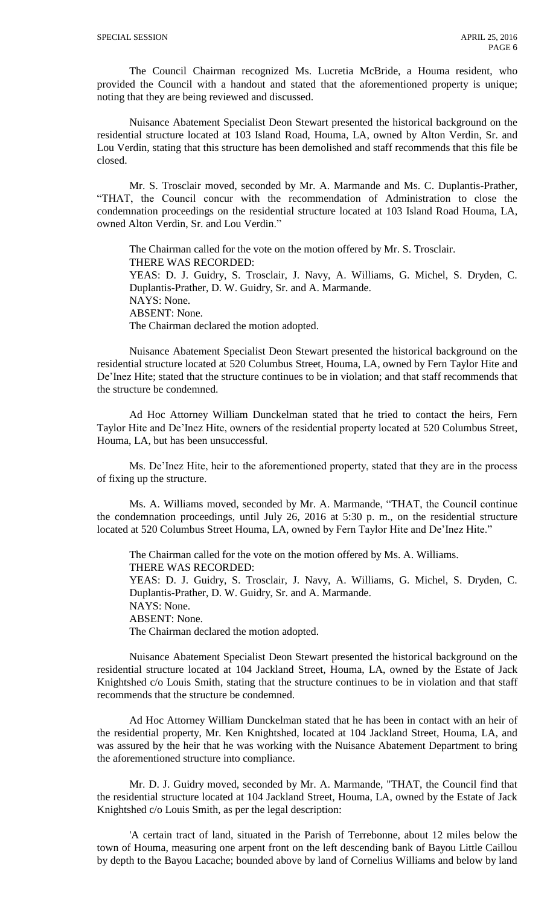The Council Chairman recognized Ms. Lucretia McBride, a Houma resident, who provided the Council with a handout and stated that the aforementioned property is unique; noting that they are being reviewed and discussed.

Nuisance Abatement Specialist Deon Stewart presented the historical background on the residential structure located at 103 Island Road, Houma, LA, owned by Alton Verdin, Sr. and Lou Verdin, stating that this structure has been demolished and staff recommends that this file be closed.

Mr. S. Trosclair moved, seconded by Mr. A. Marmande and Ms. C. Duplantis-Prather, "THAT, the Council concur with the recommendation of Administration to close the condemnation proceedings on the residential structure located at 103 Island Road Houma, LA, owned Alton Verdin, Sr. and Lou Verdin."

The Chairman called for the vote on the motion offered by Mr. S. Trosclair.
THERE WAS RECORDED:
YEAS: D. J. Guidry, S. Trosclair, J. Navy, A. Williams, G. Michel, S. Dryden, C. Duplantis-Prather, D. W. Guidry, Sr. and A. Marmande.
NAYS: None.
ABSENT: None.
The Chairman declared the motion adopted.

Nuisance Abatement Specialist Deon Stewart presented the historical background on the residential structure located at 520 Columbus Street, Houma, LA, owned by Fern Taylor Hite and De'Inez Hite; stated that the structure continues to be in violation; and that staff recommends that the structure be condemned.

Ad Hoc Attorney William Dunckelman stated that he tried to contact the heirs, Fern Taylor Hite and De'Inez Hite, owners of the residential property located at 520 Columbus Street, Houma, LA, but has been unsuccessful.

Ms. De'Inez Hite, heir to the aforementioned property, stated that they are in the process of fixing up the structure.

Ms. A. Williams moved, seconded by Mr. A. Marmande, "THAT, the Council continue the condemnation proceedings, until July 26, 2016 at 5:30 p. m., on the residential structure located at 520 Columbus Street Houma, LA, owned by Fern Taylor Hite and De'Inez Hite."

The Chairman called for the vote on the motion offered by Ms. A. Williams.
THERE WAS RECORDED:
YEAS: D. J. Guidry, S. Trosclair, J. Navy, A. Williams, G. Michel, S. Dryden, C. Duplantis-Prather, D. W. Guidry, Sr. and A. Marmande.
NAYS: None.
ABSENT: None.
The Chairman declared the motion adopted.

Nuisance Abatement Specialist Deon Stewart presented the historical background on the residential structure located at 104 Jackland Street, Houma, LA, owned by the Estate of Jack Knightshed c/o Louis Smith, stating that the structure continues to be in violation and that staff recommends that the structure be condemned.

Ad Hoc Attorney William Dunckelman stated that he has been in contact with an heir of the residential property, Mr. Ken Knightshed, located at 104 Jackland Street, Houma, LA, and was assured by the heir that he was working with the Nuisance Abatement Department to bring the aforementioned structure into compliance.

Mr. D. J. Guidry moved, seconded by Mr. A. Marmande, "THAT, the Council find that the residential structure located at 104 Jackland Street, Houma, LA, owned by the Estate of Jack Knightshed c/o Louis Smith, as per the legal description:

'A certain tract of land, situated in the Parish of Terrebonne, about 12 miles below the town of Houma, measuring one arpent front on the left descending bank of Bayou Little Caillou by depth to the Bayou Lacache; bounded above by land of Cornelius Williams and below by land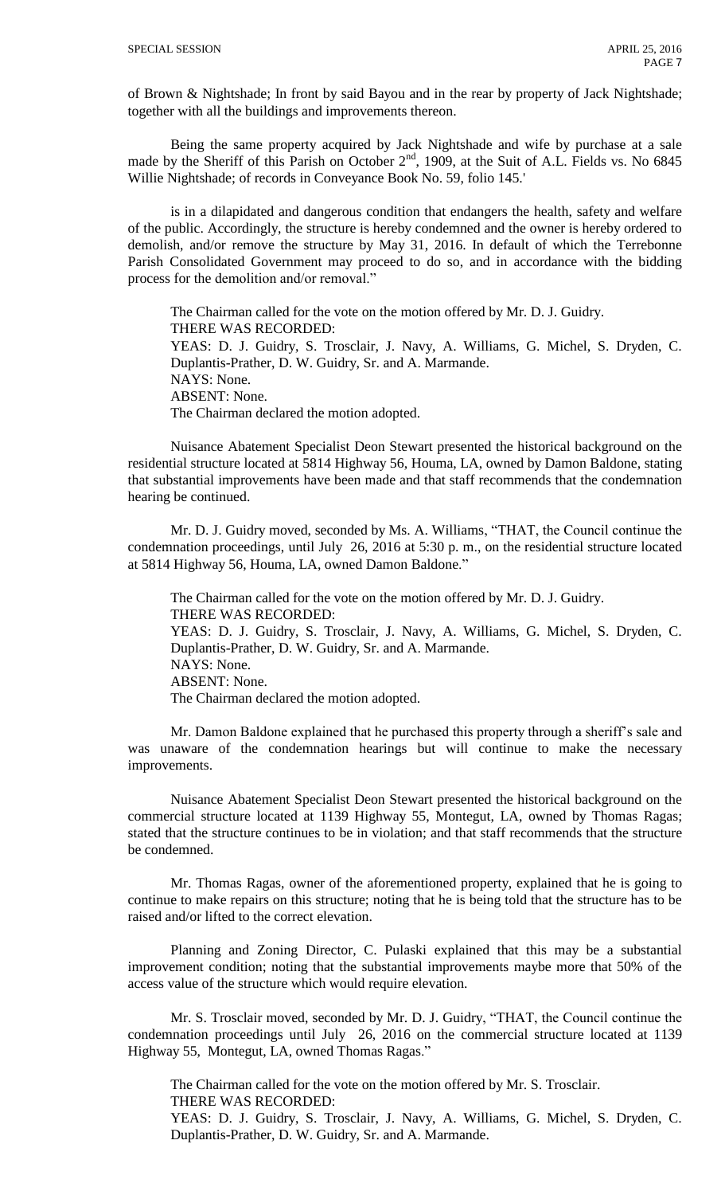of Brown & Nightshade; In front by said Bayou and in the rear by property of Jack Nightshade; together with all the buildings and improvements thereon.

Being the same property acquired by Jack Nightshade and wife by purchase at a sale made by the Sheriff of this Parish on October 2nd, 1909, at the Suit of A.L. Fields vs. No 6845 Willie Nightshade; of records in Conveyance Book No. 59, folio 145.'

is in a dilapidated and dangerous condition that endangers the health, safety and welfare of the public. Accordingly, the structure is hereby condemned and the owner is hereby ordered to demolish, and/or remove the structure by May 31, 2016. In default of which the Terrebonne Parish Consolidated Government may proceed to do so, and in accordance with the bidding process for the demolition and/or removal."

The Chairman called for the vote on the motion offered by Mr. D. J. Guidry.
THERE WAS RECORDED:
YEAS: D. J. Guidry, S. Trosclair, J. Navy, A. Williams, G. Michel, S. Dryden, C. Duplantis-Prather, D. W. Guidry, Sr. and A. Marmande.
NAYS: None.
ABSENT: None.
The Chairman declared the motion adopted.

Nuisance Abatement Specialist Deon Stewart presented the historical background on the residential structure located at 5814 Highway 56, Houma, LA, owned by Damon Baldone, stating that substantial improvements have been made and that staff recommends that the condemnation hearing be continued.

Mr. D. J. Guidry moved, seconded by Ms. A. Williams, "THAT, the Council continue the condemnation proceedings, until July 26, 2016 at 5:30 p. m., on the residential structure located at 5814 Highway 56, Houma, LA, owned Damon Baldone."

The Chairman called for the vote on the motion offered by Mr. D. J. Guidry.
THERE WAS RECORDED:
YEAS: D. J. Guidry, S. Trosclair, J. Navy, A. Williams, G. Michel, S. Dryden, C. Duplantis-Prather, D. W. Guidry, Sr. and A. Marmande.
NAYS: None.
ABSENT: None.
The Chairman declared the motion adopted.

Mr. Damon Baldone explained that he purchased this property through a sheriff's sale and was unaware of the condemnation hearings but will continue to make the necessary improvements.

Nuisance Abatement Specialist Deon Stewart presented the historical background on the commercial structure located at 1139 Highway 55, Montegut, LA, owned by Thomas Ragas; stated that the structure continues to be in violation; and that staff recommends that the structure be condemned.

Mr. Thomas Ragas, owner of the aforementioned property, explained that he is going to continue to make repairs on this structure; noting that he is being told that the structure has to be raised and/or lifted to the correct elevation.

Planning and Zoning Director, C. Pulaski explained that this may be a substantial improvement condition; noting that the substantial improvements maybe more that 50% of the access value of the structure which would require elevation.

Mr. S. Trosclair moved, seconded by Mr. D. J. Guidry, "THAT, the Council continue the condemnation proceedings until July 26, 2016 on the commercial structure located at 1139 Highway 55, Montegut, LA, owned Thomas Ragas."

The Chairman called for the vote on the motion offered by Mr. S. Trosclair.
THERE WAS RECORDED:
YEAS: D. J. Guidry, S. Trosclair, J. Navy, A. Williams, G. Michel, S. Dryden, C. Duplantis-Prather, D. W. Guidry, Sr. and A. Marmande.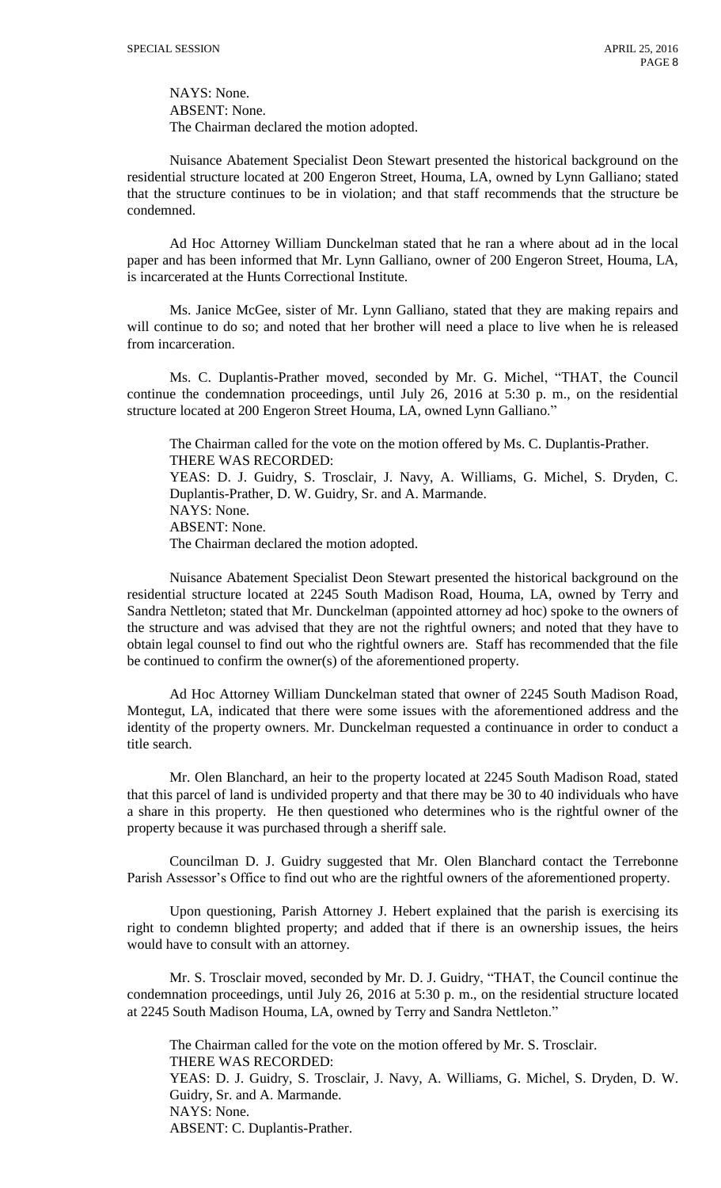NAYS: None.
ABSENT: None.
The Chairman declared the motion adopted.

Nuisance Abatement Specialist Deon Stewart presented the historical background on the residential structure located at 200 Engeron Street, Houma, LA, owned by Lynn Galliano; stated that the structure continues to be in violation; and that staff recommends that the structure be condemned.

Ad Hoc Attorney William Dunckelman stated that he ran a where about ad in the local paper and has been informed that Mr. Lynn Galliano, owner of 200 Engeron Street, Houma, LA, is incarcerated at the Hunts Correctional Institute.

Ms. Janice McGee, sister of Mr. Lynn Galliano, stated that they are making repairs and will continue to do so; and noted that her brother will need a place to live when he is released from incarceration.

Ms. C. Duplantis-Prather moved, seconded by Mr. G. Michel, "THAT, the Council continue the condemnation proceedings, until July 26, 2016 at 5:30 p. m., on the residential structure located at 200 Engeron Street Houma, LA, owned Lynn Galliano."

The Chairman called for the vote on the motion offered by Ms. C. Duplantis-Prather.
THERE WAS RECORDED:
YEAS: D. J. Guidry, S. Trosclair, J. Navy, A. Williams, G. Michel, S. Dryden, C. Duplantis-Prather, D. W. Guidry, Sr. and A. Marmande.
NAYS: None.
ABSENT: None.
The Chairman declared the motion adopted.

Nuisance Abatement Specialist Deon Stewart presented the historical background on the residential structure located at 2245 South Madison Road, Houma, LA, owned by Terry and Sandra Nettleton; stated that Mr. Dunckelman (appointed attorney ad hoc) spoke to the owners of the structure and was advised that they are not the rightful owners; and noted that they have to obtain legal counsel to find out who the rightful owners are. Staff has recommended that the file be continued to confirm the owner(s) of the aforementioned property.

Ad Hoc Attorney William Dunckelman stated that owner of 2245 South Madison Road, Montegut, LA, indicated that there were some issues with the aforementioned address and the identity of the property owners. Mr. Dunckelman requested a continuance in order to conduct a title search.

Mr. Olen Blanchard, an heir to the property located at 2245 South Madison Road, stated that this parcel of land is undivided property and that there may be 30 to 40 individuals who have a share in this property. He then questioned who determines who is the rightful owner of the property because it was purchased through a sheriff sale.

Councilman D. J. Guidry suggested that Mr. Olen Blanchard contact the Terrebonne Parish Assessor's Office to find out who are the rightful owners of the aforementioned property.

Upon questioning, Parish Attorney J. Hebert explained that the parish is exercising its right to condemn blighted property; and added that if there is an ownership issues, the heirs would have to consult with an attorney.

Mr. S. Trosclair moved, seconded by Mr. D. J. Guidry, "THAT, the Council continue the condemnation proceedings, until July 26, 2016 at 5:30 p. m., on the residential structure located at 2245 South Madison Houma, LA, owned by Terry and Sandra Nettleton."

The Chairman called for the vote on the motion offered by Mr. S. Trosclair.
THERE WAS RECORDED:
YEAS: D. J. Guidry, S. Trosclair, J. Navy, A. Williams, G. Michel, S. Dryden, D. W. Guidry, Sr. and A. Marmande.
NAYS: None.
ABSENT: C. Duplantis-Prather.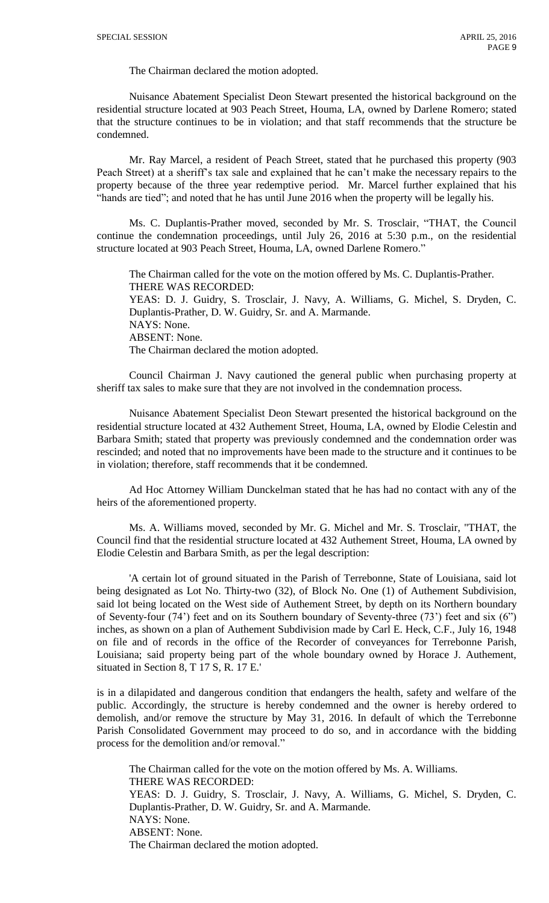The Chairman declared the motion adopted.

Nuisance Abatement Specialist Deon Stewart presented the historical background on the residential structure located at 903 Peach Street, Houma, LA, owned by Darlene Romero; stated that the structure continues to be in violation; and that staff recommends that the structure be condemned.

Mr. Ray Marcel, a resident of Peach Street, stated that he purchased this property (903 Peach Street) at a sheriff's tax sale and explained that he can't make the necessary repairs to the property because of the three year redemptive period. Mr. Marcel further explained that his "hands are tied"; and noted that he has until June 2016 when the property will be legally his.

Ms. C. Duplantis-Prather moved, seconded by Mr. S. Trosclair, "THAT, the Council continue the condemnation proceedings, until July 26, 2016 at 5:30 p.m., on the residential structure located at 903 Peach Street, Houma, LA, owned Darlene Romero."

The Chairman called for the vote on the motion offered by Ms. C. Duplantis-Prather.
THERE WAS RECORDED:
YEAS: D. J. Guidry, S. Trosclair, J. Navy, A. Williams, G. Michel, S. Dryden, C. Duplantis-Prather, D. W. Guidry, Sr. and A. Marmande.
NAYS: None.
ABSENT: None.
The Chairman declared the motion adopted.

Council Chairman J. Navy cautioned the general public when purchasing property at sheriff tax sales to make sure that they are not involved in the condemnation process.

Nuisance Abatement Specialist Deon Stewart presented the historical background on the residential structure located at 432 Authement Street, Houma, LA, owned by Elodie Celestin and Barbara Smith; stated that property was previously condemned and the condemnation order was rescinded; and noted that no improvements have been made to the structure and it continues to be in violation; therefore, staff recommends that it be condemned.

Ad Hoc Attorney William Dunckelman stated that he has had no contact with any of the heirs of the aforementioned property.

Ms. A. Williams moved, seconded by Mr. G. Michel and Mr. S. Trosclair, "THAT, the Council find that the residential structure located at 432 Authement Street, Houma, LA owned by Elodie Celestin and Barbara Smith, as per the legal description:

'A certain lot of ground situated in the Parish of Terrebonne, State of Louisiana, said lot being designated as Lot No. Thirty-two (32), of Block No. One (1) of Authement Subdivision, said lot being located on the West side of Authement Street, by depth on its Northern boundary of Seventy-four (74') feet and on its Southern boundary of Seventy-three (73') feet and six (6") inches, as shown on a plan of Authement Subdivision made by Carl E. Heck, C.F., July 16, 1948 on file and of records in the office of the Recorder of conveyances for Terrebonne Parish, Louisiana; said property being part of the whole boundary owned by Horace J. Authement, situated in Section 8, T 17 S, R. 17 E.'

is in a dilapidated and dangerous condition that endangers the health, safety and welfare of the public. Accordingly, the structure is hereby condemned and the owner is hereby ordered to demolish, and/or remove the structure by May 31, 2016. In default of which the Terrebonne Parish Consolidated Government may proceed to do so, and in accordance with the bidding process for the demolition and/or removal."

The Chairman called for the vote on the motion offered by Ms. A. Williams.
THERE WAS RECORDED:
YEAS: D. J. Guidry, S. Trosclair, J. Navy, A. Williams, G. Michel, S. Dryden, C. Duplantis-Prather, D. W. Guidry, Sr. and A. Marmande.
NAYS: None.
ABSENT: None.
The Chairman declared the motion adopted.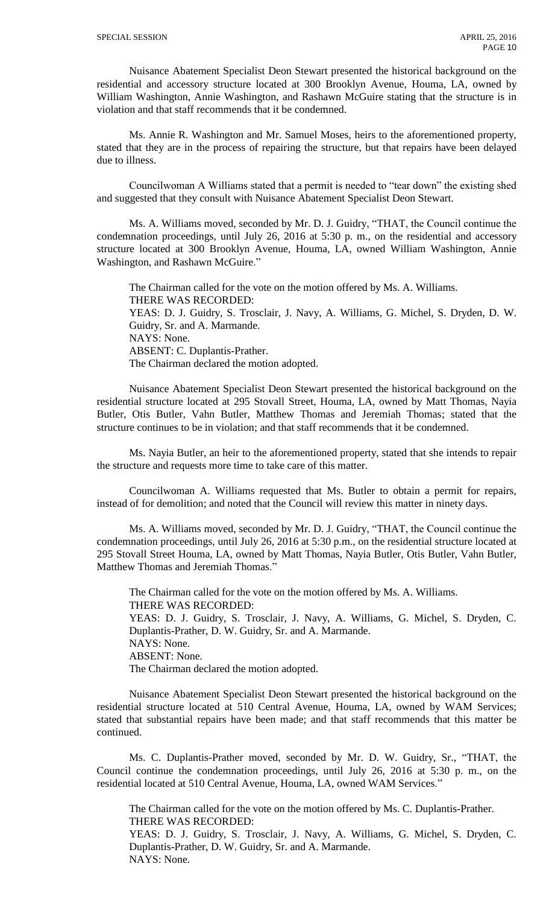Nuisance Abatement Specialist Deon Stewart presented the historical background on the residential and accessory structure located at 300 Brooklyn Avenue, Houma, LA, owned by William Washington, Annie Washington, and Rashawn McGuire stating that the structure is in violation and that staff recommends that it be condemned.

Ms. Annie R. Washington and Mr. Samuel Moses, heirs to the aforementioned property, stated that they are in the process of repairing the structure, but that repairs have been delayed due to illness.

Councilwoman A Williams stated that a permit is needed to "tear down" the existing shed and suggested that they consult with Nuisance Abatement Specialist Deon Stewart.

Ms. A. Williams moved, seconded by Mr. D. J. Guidry, "THAT, the Council continue the condemnation proceedings, until July 26, 2016 at 5:30 p. m., on the residential and accessory structure located at 300 Brooklyn Avenue, Houma, LA, owned William Washington, Annie Washington, and Rashawn McGuire."

The Chairman called for the vote on the motion offered by Ms. A. Williams.
THERE WAS RECORDED:
YEAS: D. J. Guidry, S. Trosclair, J. Navy, A. Williams, G. Michel, S. Dryden, D. W. Guidry, Sr. and A. Marmande.
NAYS: None.
ABSENT: C. Duplantis-Prather.
The Chairman declared the motion adopted.

Nuisance Abatement Specialist Deon Stewart presented the historical background on the residential structure located at 295 Stovall Street, Houma, LA, owned by Matt Thomas, Nayia Butler, Otis Butler, Vahn Butler, Matthew Thomas and Jeremiah Thomas; stated that the structure continues to be in violation; and that staff recommends that it be condemned.

Ms. Nayia Butler, an heir to the aforementioned property, stated that she intends to repair the structure and requests more time to take care of this matter.

Councilwoman A. Williams requested that Ms. Butler to obtain a permit for repairs, instead of for demolition; and noted that the Council will review this matter in ninety days.

Ms. A. Williams moved, seconded by Mr. D. J. Guidry, "THAT, the Council continue the condemnation proceedings, until July 26, 2016 at 5:30 p.m., on the residential structure located at 295 Stovall Street Houma, LA, owned by Matt Thomas, Nayia Butler, Otis Butler, Vahn Butler, Matthew Thomas and Jeremiah Thomas."

The Chairman called for the vote on the motion offered by Ms. A. Williams.
THERE WAS RECORDED:
YEAS: D. J. Guidry, S. Trosclair, J. Navy, A. Williams, G. Michel, S. Dryden, C. Duplantis-Prather, D. W. Guidry, Sr. and A. Marmande.
NAYS: None.
ABSENT: None.
The Chairman declared the motion adopted.

Nuisance Abatement Specialist Deon Stewart presented the historical background on the residential structure located at 510 Central Avenue, Houma, LA, owned by WAM Services; stated that substantial repairs have been made; and that staff recommends that this matter be continued.

Ms. C. Duplantis-Prather moved, seconded by Mr. D. W. Guidry, Sr., "THAT, the Council continue the condemnation proceedings, until July 26, 2016 at 5:30 p. m., on the residential located at 510 Central Avenue, Houma, LA, owned WAM Services."

The Chairman called for the vote on the motion offered by Ms. C. Duplantis-Prather.
THERE WAS RECORDED:
YEAS: D. J. Guidry, S. Trosclair, J. Navy, A. Williams, G. Michel, S. Dryden, C. Duplantis-Prather, D. W. Guidry, Sr. and A. Marmande.
NAYS: None.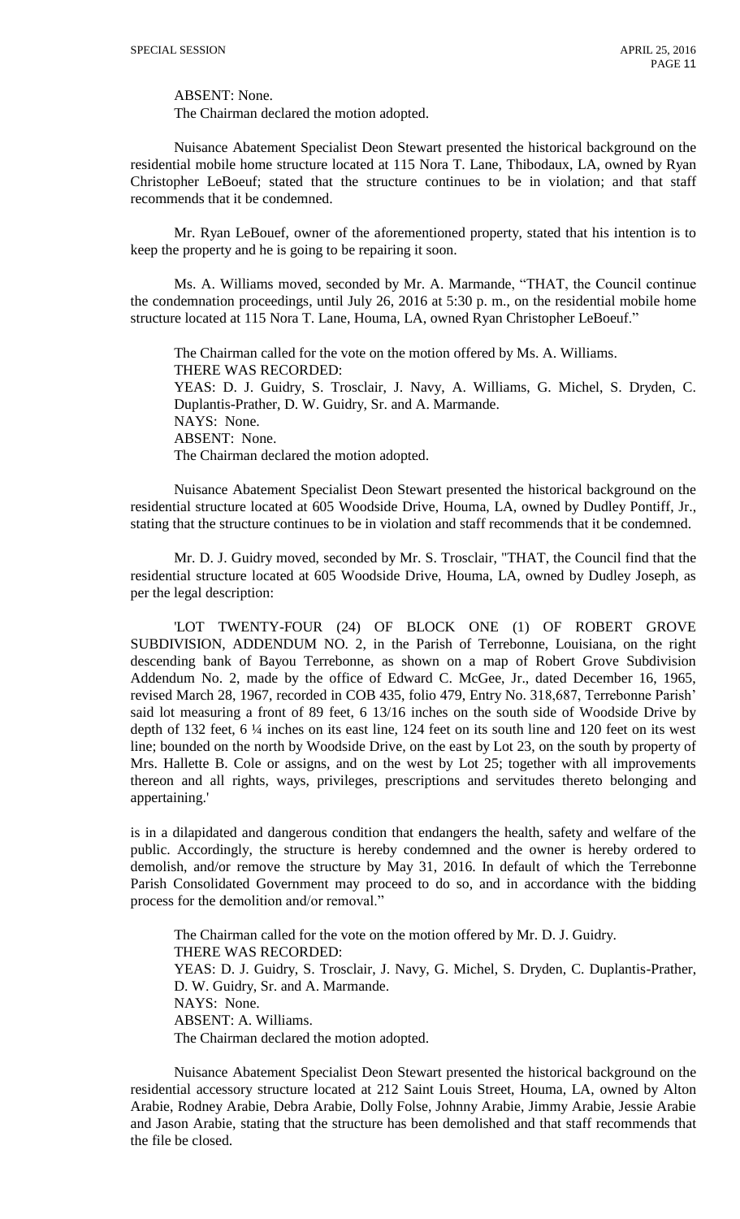ABSENT: None.
The Chairman declared the motion adopted.

Nuisance Abatement Specialist Deon Stewart presented the historical background on the residential mobile home structure located at 115 Nora T. Lane, Thibodaux, LA, owned by Ryan Christopher LeBoeuf; stated that the structure continues to be in violation; and that staff recommends that it be condemned.

Mr. Ryan LeBouef, owner of the aforementioned property, stated that his intention is to keep the property and he is going to be repairing it soon.

Ms. A. Williams moved, seconded by Mr. A. Marmande, "THAT, the Council continue the condemnation proceedings, until July 26, 2016 at 5:30 p. m., on the residential mobile home structure located at 115 Nora T. Lane, Houma, LA, owned Ryan Christopher LeBoeuf."

The Chairman called for the vote on the motion offered by Ms. A. Williams.
THERE WAS RECORDED:
YEAS: D. J. Guidry, S. Trosclair, J. Navy, A. Williams, G. Michel, S. Dryden, C. Duplantis-Prather, D. W. Guidry, Sr. and A. Marmande.
NAYS: None.
ABSENT: None.
The Chairman declared the motion adopted.

Nuisance Abatement Specialist Deon Stewart presented the historical background on the residential structure located at 605 Woodside Drive, Houma, LA, owned by Dudley Pontiff, Jr., stating that the structure continues to be in violation and staff recommends that it be condemned.

Mr. D. J. Guidry moved, seconded by Mr. S. Trosclair, "THAT, the Council find that the residential structure located at 605 Woodside Drive, Houma, LA, owned by Dudley Joseph, as per the legal description:

'LOT TWENTY-FOUR (24) OF BLOCK ONE (1) OF ROBERT GROVE SUBDIVISION, ADDENDUM NO. 2, in the Parish of Terrebonne, Louisiana, on the right descending bank of Bayou Terrebonne, as shown on a map of Robert Grove Subdivision Addendum No. 2, made by the office of Edward C. McGee, Jr., dated December 16, 1965, revised March 28, 1967, recorded in COB 435, folio 479, Entry No. 318,687, Terrebonne Parish' said lot measuring a front of 89 feet, 6 13/16 inches on the south side of Woodside Drive by depth of 132 feet, 6 ¼ inches on its east line, 124 feet on its south line and 120 feet on its west line; bounded on the north by Woodside Drive, on the east by Lot 23, on the south by property of Mrs. Hallette B. Cole or assigns, and on the west by Lot 25; together with all improvements thereon and all rights, ways, privileges, prescriptions and servitudes thereto belonging and appertaining.'

is in a dilapidated and dangerous condition that endangers the health, safety and welfare of the public. Accordingly, the structure is hereby condemned and the owner is hereby ordered to demolish, and/or remove the structure by May 31, 2016. In default of which the Terrebonne Parish Consolidated Government may proceed to do so, and in accordance with the bidding process for the demolition and/or removal."

The Chairman called for the vote on the motion offered by Mr. D. J. Guidry.
THERE WAS RECORDED:
YEAS: D. J. Guidry, S. Trosclair, J. Navy, G. Michel, S. Dryden, C. Duplantis-Prather, D. W. Guidry, Sr. and A. Marmande.
NAYS: None.
ABSENT: A. Williams.
The Chairman declared the motion adopted.

Nuisance Abatement Specialist Deon Stewart presented the historical background on the residential accessory structure located at 212 Saint Louis Street, Houma, LA, owned by Alton Arabie, Rodney Arabie, Debra Arabie, Dolly Folse, Johnny Arabie, Jimmy Arabie, Jessie Arabie and Jason Arabie, stating that the structure has been demolished and that staff recommends that the file be closed.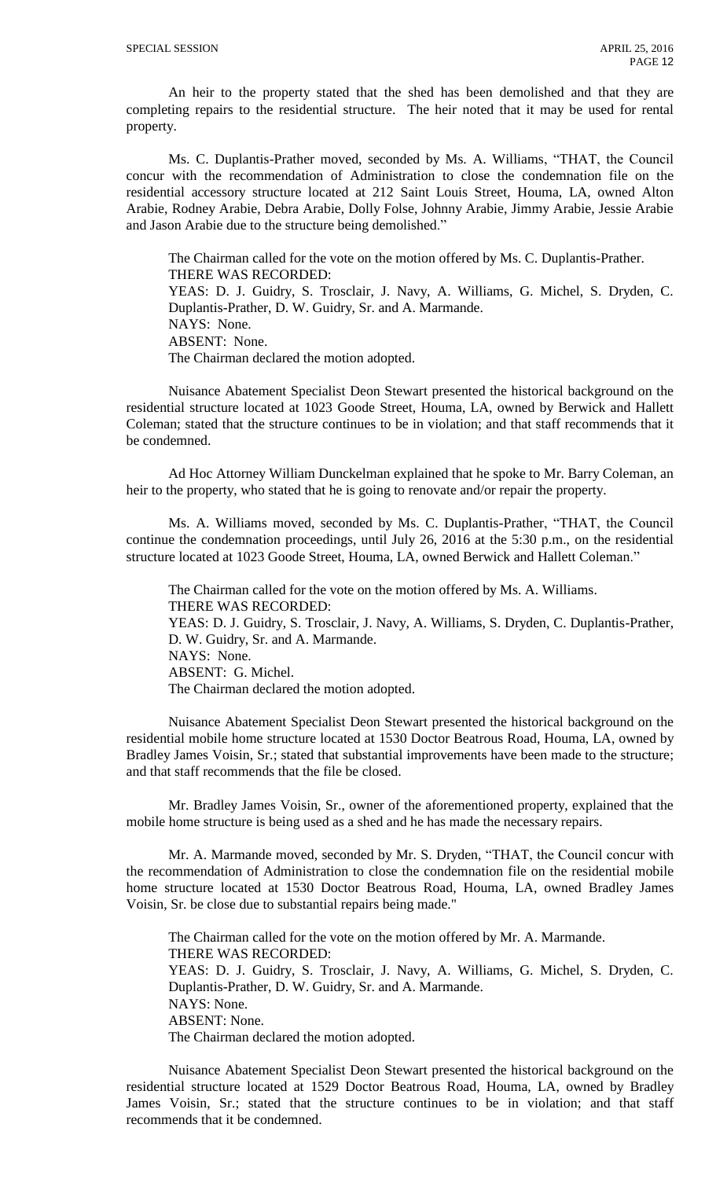An heir to the property stated that the shed has been demolished and that they are completing repairs to the residential structure. The heir noted that it may be used for rental property.

Ms. C. Duplantis-Prather moved, seconded by Ms. A. Williams, "THAT, the Council concur with the recommendation of Administration to close the condemnation file on the residential accessory structure located at 212 Saint Louis Street, Houma, LA, owned Alton Arabie, Rodney Arabie, Debra Arabie, Dolly Folse, Johnny Arabie, Jimmy Arabie, Jessie Arabie and Jason Arabie due to the structure being demolished."

The Chairman called for the vote on the motion offered by Ms. C. Duplantis-Prather.
THERE WAS RECORDED:
YEAS: D. J. Guidry, S. Trosclair, J. Navy, A. Williams, G. Michel, S. Dryden, C. Duplantis-Prather, D. W. Guidry, Sr. and A. Marmande.
NAYS: None.
ABSENT: None.
The Chairman declared the motion adopted.

Nuisance Abatement Specialist Deon Stewart presented the historical background on the residential structure located at 1023 Goode Street, Houma, LA, owned by Berwick and Hallett Coleman; stated that the structure continues to be in violation; and that staff recommends that it be condemned.

Ad Hoc Attorney William Dunckelman explained that he spoke to Mr. Barry Coleman, an heir to the property, who stated that he is going to renovate and/or repair the property.

Ms. A. Williams moved, seconded by Ms. C. Duplantis-Prather, "THAT, the Council continue the condemnation proceedings, until July 26, 2016 at the 5:30 p.m., on the residential structure located at 1023 Goode Street, Houma, LA, owned Berwick and Hallett Coleman."

The Chairman called for the vote on the motion offered by Ms. A. Williams.
THERE WAS RECORDED:
YEAS: D. J. Guidry, S. Trosclair, J. Navy, A. Williams, S. Dryden, C. Duplantis-Prather, D. W. Guidry, Sr. and A. Marmande.
NAYS: None.
ABSENT: G. Michel.
The Chairman declared the motion adopted.

Nuisance Abatement Specialist Deon Stewart presented the historical background on the residential mobile home structure located at 1530 Doctor Beatrous Road, Houma, LA, owned by Bradley James Voisin, Sr.; stated that substantial improvements have been made to the structure; and that staff recommends that the file be closed.

Mr. Bradley James Voisin, Sr., owner of the aforementioned property, explained that the mobile home structure is being used as a shed and he has made the necessary repairs.

Mr. A. Marmande moved, seconded by Mr. S. Dryden, "THAT, the Council concur with the recommendation of Administration to close the condemnation file on the residential mobile home structure located at 1530 Doctor Beatrous Road, Houma, LA, owned Bradley James Voisin, Sr. be close due to substantial repairs being made."

The Chairman called for the vote on the motion offered by Mr. A. Marmande.
THERE WAS RECORDED:
YEAS: D. J. Guidry, S. Trosclair, J. Navy, A. Williams, G. Michel, S. Dryden, C. Duplantis-Prather, D. W. Guidry, Sr. and A. Marmande.
NAYS: None.
ABSENT: None.
The Chairman declared the motion adopted.

Nuisance Abatement Specialist Deon Stewart presented the historical background on the residential structure located at 1529 Doctor Beatrous Road, Houma, LA, owned by Bradley James Voisin, Sr.; stated that the structure continues to be in violation; and that staff recommends that it be condemned.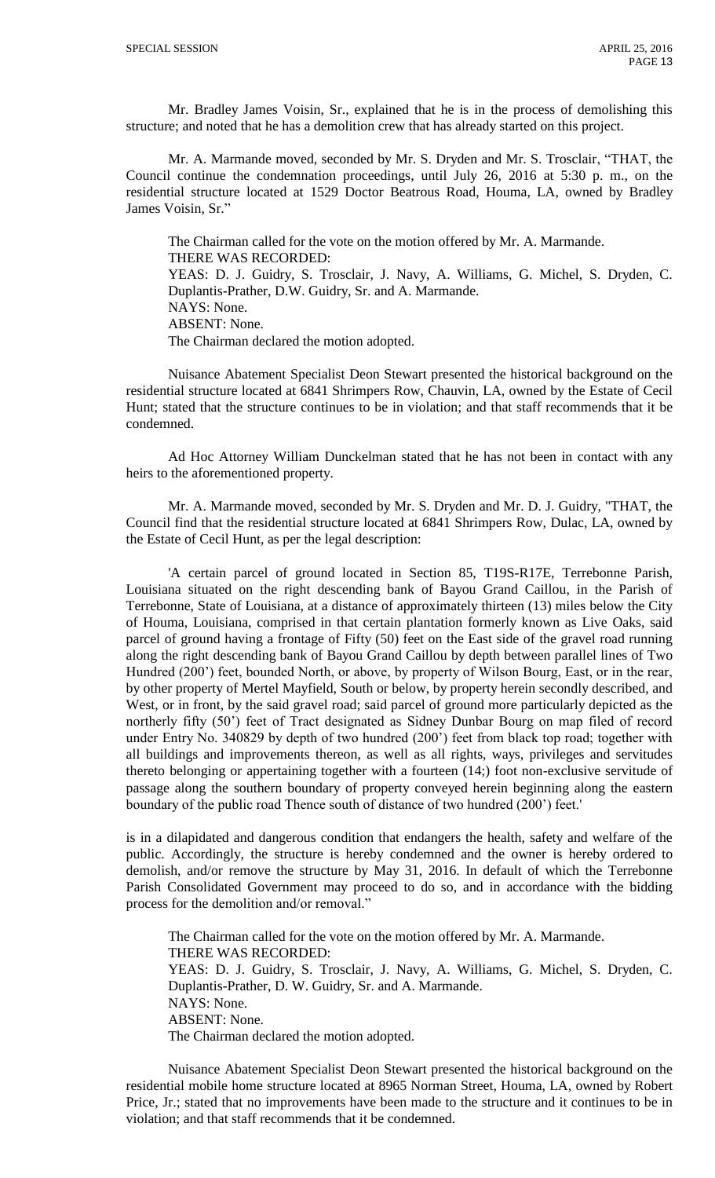Mr. Bradley James Voisin, Sr., explained that he is in the process of demolishing this structure; and noted that he has a demolition crew that has already started on this project.

Mr. A. Marmande moved, seconded by Mr. S. Dryden and Mr. S. Trosclair, "THAT, the Council continue the condemnation proceedings, until July 26, 2016 at 5:30 p. m., on the residential structure located at 1529 Doctor Beatrous Road, Houma, LA, owned by Bradley James Voisin, Sr."

The Chairman called for the vote on the motion offered by Mr. A. Marmande.
THERE WAS RECORDED:
YEAS: D. J. Guidry, S. Trosclair, J. Navy, A. Williams, G. Michel, S. Dryden, C. Duplantis-Prather, D.W. Guidry, Sr. and A. Marmande.
NAYS: None.
ABSENT: None.
The Chairman declared the motion adopted.

Nuisance Abatement Specialist Deon Stewart presented the historical background on the residential structure located at 6841 Shrimpers Row, Chauvin, LA, owned by the Estate of Cecil Hunt; stated that the structure continues to be in violation; and that staff recommends that it be condemned.

Ad Hoc Attorney William Dunckelman stated that he has not been in contact with any heirs to the aforementioned property.

Mr. A. Marmande moved, seconded by Mr. S. Dryden and Mr. D. J. Guidry, "THAT, the Council find that the residential structure located at 6841 Shrimpers Row, Dulac, LA, owned by the Estate of Cecil Hunt, as per the legal description:

'A certain parcel of ground located in Section 85, T19S-R17E, Terrebonne Parish, Louisiana situated on the right descending bank of Bayou Grand Caillou, in the Parish of Terrebonne, State of Louisiana, at a distance of approximately thirteen (13) miles below the City of Houma, Louisiana, comprised in that certain plantation formerly known as Live Oaks, said parcel of ground having a frontage of Fifty (50) feet on the East side of the gravel road running along the right descending bank of Bayou Grand Caillou by depth between parallel lines of Two Hundred (200') feet, bounded North, or above, by property of Wilson Bourg, East, or in the rear, by other property of Mertel Mayfield, South or below, by property herein secondly described, and West, or in front, by the said gravel road; said parcel of ground more particularly depicted as the northerly fifty (50') feet of Tract designated as Sidney Dunbar Bourg on map filed of record under Entry No. 340829 by depth of two hundred (200') feet from black top road; together with all buildings and improvements thereon, as well as all rights, ways, privileges and servitudes thereto belonging or appertaining together with a fourteen (14;) foot non-exclusive servitude of passage along the southern boundary of property conveyed herein beginning along the eastern boundary of the public road Thence south of distance of two hundred (200') feet.'

is in a dilapidated and dangerous condition that endangers the health, safety and welfare of the public. Accordingly, the structure is hereby condemned and the owner is hereby ordered to demolish, and/or remove the structure by May 31, 2016. In default of which the Terrebonne Parish Consolidated Government may proceed to do so, and in accordance with the bidding process for the demolition and/or removal."

The Chairman called for the vote on the motion offered by Mr. A. Marmande.
THERE WAS RECORDED:
YEAS: D. J. Guidry, S. Trosclair, J. Navy, A. Williams, G. Michel, S. Dryden, C. Duplantis-Prather, D. W. Guidry, Sr. and A. Marmande.
NAYS: None.
ABSENT: None.
The Chairman declared the motion adopted.

Nuisance Abatement Specialist Deon Stewart presented the historical background on the residential mobile home structure located at 8965 Norman Street, Houma, LA, owned by Robert Price, Jr.; stated that no improvements have been made to the structure and it continues to be in violation; and that staff recommends that it be condemned.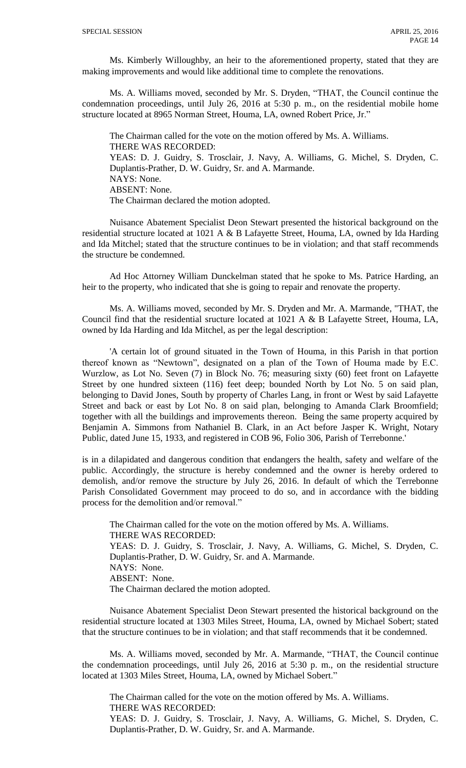Ms. Kimberly Willoughby, an heir to the aforementioned property, stated that they are making improvements and would like additional time to complete the renovations.

Ms. A. Williams moved, seconded by Mr. S. Dryden, "THAT, the Council continue the condemnation proceedings, until July 26, 2016 at 5:30 p. m., on the residential mobile home structure located at 8965 Norman Street, Houma, LA, owned Robert Price, Jr."

The Chairman called for the vote on the motion offered by Ms. A. Williams.
THERE WAS RECORDED:
YEAS: D. J. Guidry, S. Trosclair, J. Navy, A. Williams, G. Michel, S. Dryden, C. Duplantis-Prather, D. W. Guidry, Sr. and A. Marmande.
NAYS: None.
ABSENT: None.
The Chairman declared the motion adopted.

Nuisance Abatement Specialist Deon Stewart presented the historical background on the residential structure located at 1021 A & B Lafayette Street, Houma, LA, owned by Ida Harding and Ida Mitchel; stated that the structure continues to be in violation; and that staff recommends the structure be condemned.

Ad Hoc Attorney William Dunckelman stated that he spoke to Ms. Patrice Harding, an heir to the property, who indicated that she is going to repair and renovate the property.

Ms. A. Williams moved, seconded by Mr. S. Dryden and Mr. A. Marmande, "THAT, the Council find that the residential sructure located at 1021 A & B Lafayette Street, Houma, LA, owned by Ida Harding and Ida Mitchel, as per the legal description:

'A certain lot of ground situated in the Town of Houma, in this Parish in that portion thereof known as "Newtown", designated on a plan of the Town of Houma made by E.C. Wurzlow, as Lot No. Seven (7) in Block No. 76; measuring sixty (60) feet front on Lafayette Street by one hundred sixteen (116) feet deep; bounded North by Lot No. 5 on said plan, belonging to David Jones, South by property of Charles Lang, in front or West by said Lafayette Street and back or east by Lot No. 8 on said plan, belonging to Amanda Clark Broomfield; together with all the buildings and improvements thereon. Being the same property acquired by Benjamin A. Simmons from Nathaniel B. Clark, in an Act before Jasper K. Wright, Notary Public, dated June 15, 1933, and registered in COB 96, Folio 306, Parish of Terrebonne.'

is in a dilapidated and dangerous condition that endangers the health, safety and welfare of the public. Accordingly, the structure is hereby condemned and the owner is hereby ordered to demolish, and/or remove the structure by July 26, 2016. In default of which the Terrebonne Parish Consolidated Government may proceed to do so, and in accordance with the bidding process for the demolition and/or removal."

The Chairman called for the vote on the motion offered by Ms. A. Williams.
THERE WAS RECORDED:
YEAS: D. J. Guidry, S. Trosclair, J. Navy, A. Williams, G. Michel, S. Dryden, C. Duplantis-Prather, D. W. Guidry, Sr. and A. Marmande.
NAYS: None.
ABSENT: None.
The Chairman declared the motion adopted.

Nuisance Abatement Specialist Deon Stewart presented the historical background on the residential structure located at 1303 Miles Street, Houma, LA, owned by Michael Sobert; stated that the structure continues to be in violation; and that staff recommends that it be condemned.

Ms. A. Williams moved, seconded by Mr. A. Marmande, "THAT, the Council continue the condemnation proceedings, until July 26, 2016 at 5:30 p. m., on the residential structure located at 1303 Miles Street, Houma, LA, owned by Michael Sobert."

The Chairman called for the vote on the motion offered by Ms. A. Williams.
THERE WAS RECORDED:
YEAS: D. J. Guidry, S. Trosclair, J. Navy, A. Williams, G. Michel, S. Dryden, C. Duplantis-Prather, D. W. Guidry, Sr. and A. Marmande.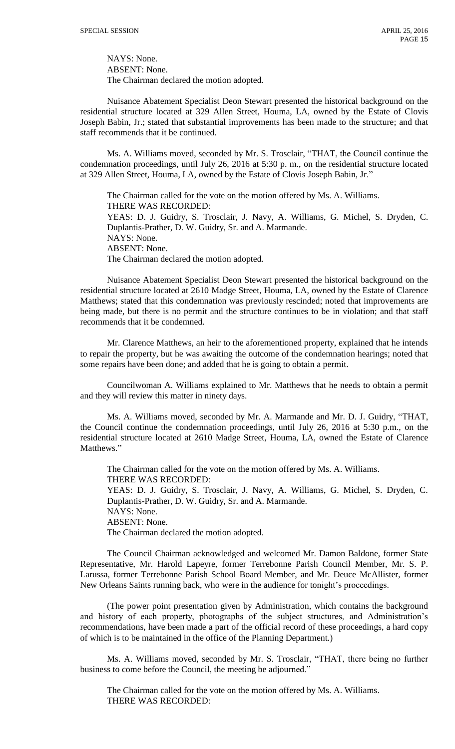NAYS: None.
ABSENT: None.
The Chairman declared the motion adopted.

Nuisance Abatement Specialist Deon Stewart presented the historical background on the residential structure located at 329 Allen Street, Houma, LA, owned by the Estate of Clovis Joseph Babin, Jr.; stated that substantial improvements has been made to the structure; and that staff recommends that it be continued.

Ms. A. Williams moved, seconded by Mr. S. Trosclair, "THAT, the Council continue the condemnation proceedings, until July 26, 2016 at 5:30 p. m., on the residential structure located at 329 Allen Street, Houma, LA, owned by the Estate of Clovis Joseph Babin, Jr."

The Chairman called for the vote on the motion offered by Ms. A. Williams.
THERE WAS RECORDED:
YEAS: D. J. Guidry, S. Trosclair, J. Navy, A. Williams, G. Michel, S. Dryden, C. Duplantis-Prather, D. W. Guidry, Sr. and A. Marmande.
NAYS: None.
ABSENT: None.
The Chairman declared the motion adopted.

Nuisance Abatement Specialist Deon Stewart presented the historical background on the residential structure located at 2610 Madge Street, Houma, LA, owned by the Estate of Clarence Matthews; stated that this condemnation was previously rescinded; noted that improvements are being made, but there is no permit and the structure continues to be in violation; and that staff recommends that it be condemned.

Mr. Clarence Matthews, an heir to the aforementioned property, explained that he intends to repair the property, but he was awaiting the outcome of the condemnation hearings; noted that some repairs have been done; and added that he is going to obtain a permit.

Councilwoman A. Williams explained to Mr. Matthews that he needs to obtain a permit and they will review this matter in ninety days.

Ms. A. Williams moved, seconded by Mr. A. Marmande and Mr. D. J. Guidry, "THAT, the Council continue the condemnation proceedings, until July 26, 2016 at 5:30 p.m., on the residential structure located at 2610 Madge Street, Houma, LA, owned the Estate of Clarence Matthews."

The Chairman called for the vote on the motion offered by Ms. A. Williams.
THERE WAS RECORDED:
YEAS: D. J. Guidry, S. Trosclair, J. Navy, A. Williams, G. Michel, S. Dryden, C. Duplantis-Prather, D. W. Guidry, Sr. and A. Marmande.
NAYS: None.
ABSENT: None.
The Chairman declared the motion adopted.

The Council Chairman acknowledged and welcomed Mr. Damon Baldone, former State Representative, Mr. Harold Lapeyre, former Terrebonne Parish Council Member, Mr. S. P. Larussa, former Terrebonne Parish School Board Member, and Mr. Deuce McAllister, former New Orleans Saints running back, who were in the audience for tonight's proceedings.

(The power point presentation given by Administration, which contains the background and history of each property, photographs of the subject structures, and Administration's recommendations, have been made a part of the official record of these proceedings, a hard copy of which is to be maintained in the office of the Planning Department.)

Ms. A. Williams moved, seconded by Mr. S. Trosclair, "THAT, there being no further business to come before the Council, the meeting be adjourned."

The Chairman called for the vote on the motion offered by Ms. A. Williams.
THERE WAS RECORDED: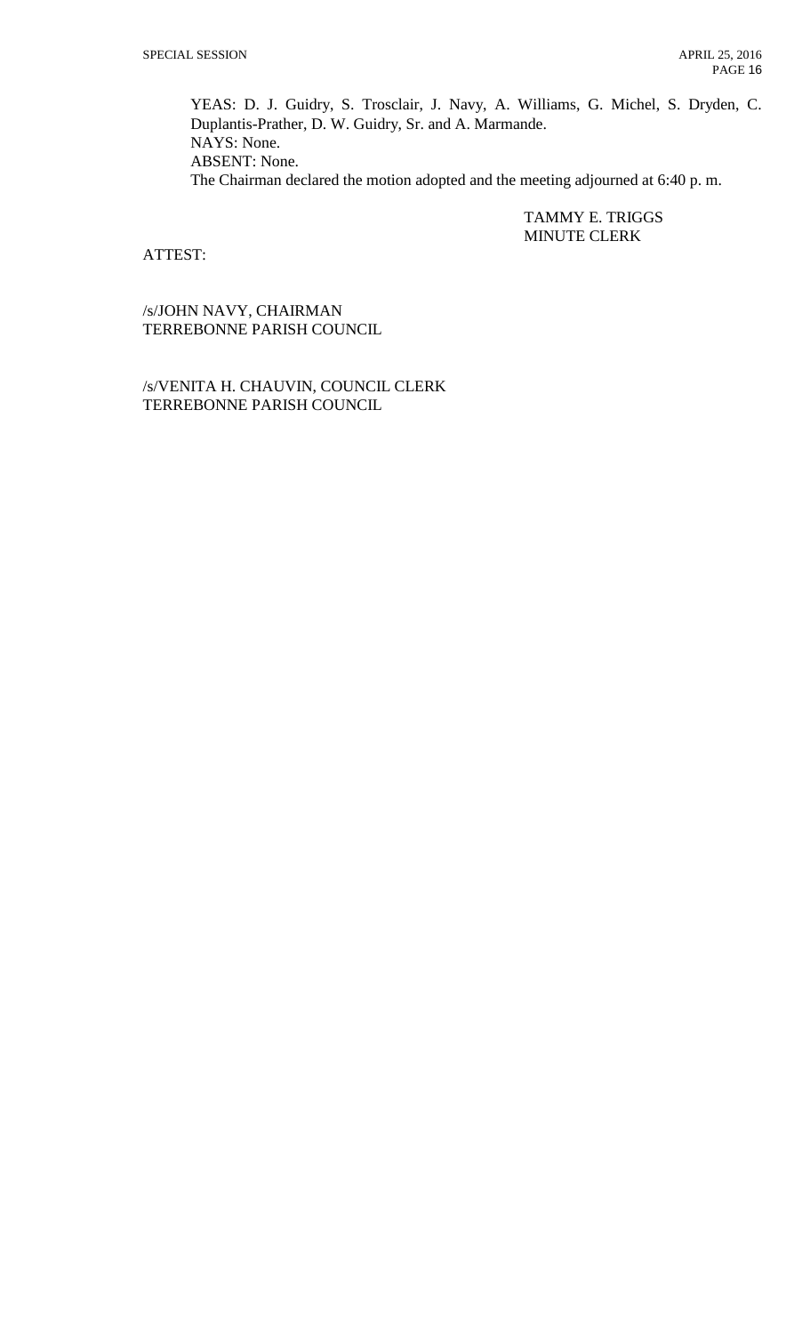YEAS: D. J. Guidry, S. Trosclair, J. Navy, A. Williams, G. Michel, S. Dryden, C. Duplantis-Prather, D. W. Guidry, Sr. and A. Marmande.
NAYS: None.
ABSENT: None.
The Chairman declared the motion adopted and the meeting adjourned at 6:40 p. m.

TAMMY E. TRIGGS
MINUTE CLERK

ATTEST:

/s/JOHN NAVY, CHAIRMAN
TERREBONNE PARISH COUNCIL

/s/VENITA H. CHAUVIN, COUNCIL CLERK
TERREBONNE PARISH COUNCIL